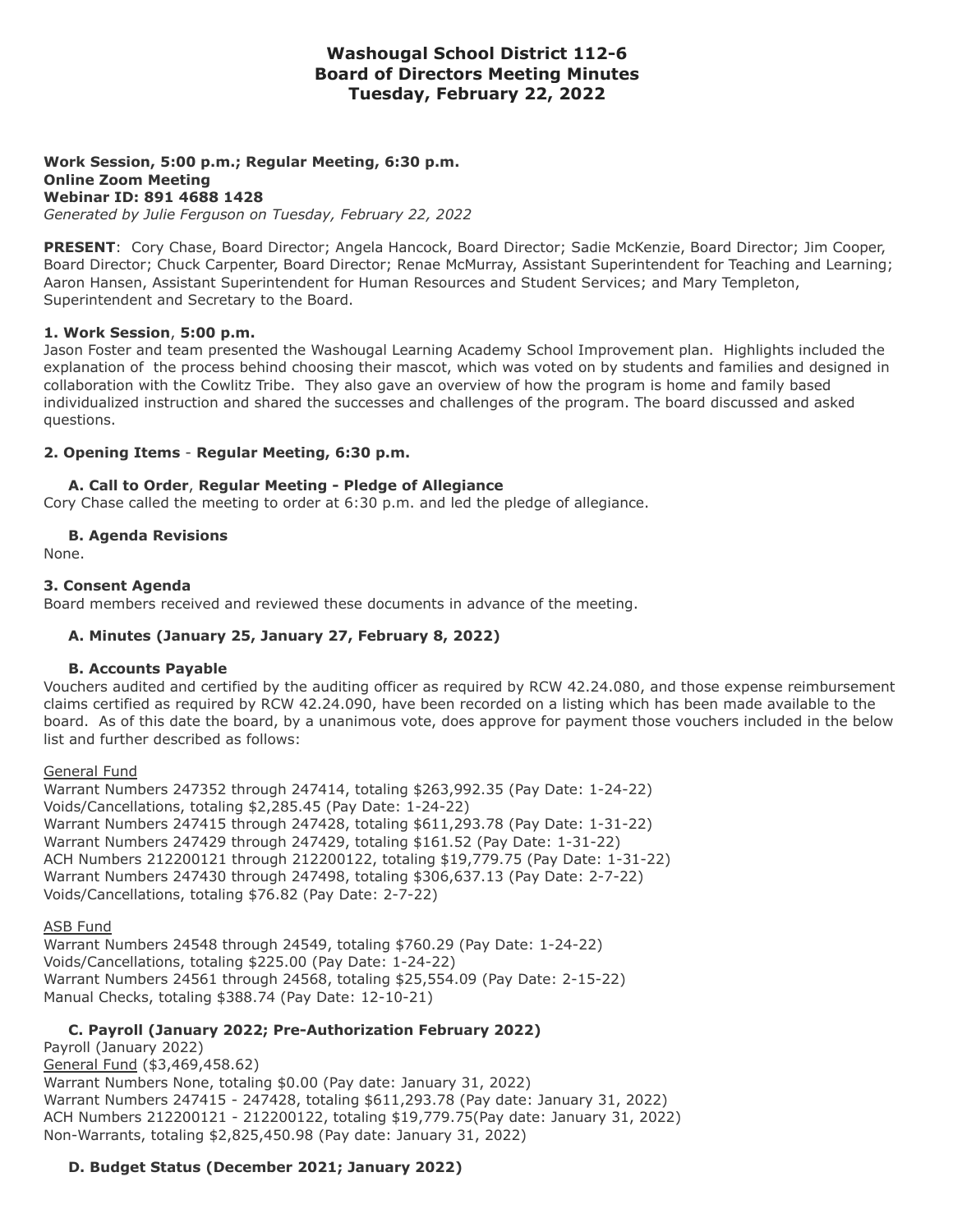# Washougal School District 112-6
# Board of Directors Meeting Minutes
# Tuesday, February 22, 2022

**Work Session, 5:00 p.m.; Regular Meeting, 6:30 p.m.**
**Online Zoom Meeting**
**Webinar ID: 891 4688 1428**
*Generated by Julie Ferguson on Tuesday, February 22, 2022*

**PRESENT**: Cory Chase, Board Director; Angela Hancock, Board Director; Sadie McKenzie, Board Director; Jim Cooper, Board Director; Chuck Carpenter, Board Director; Renae McMurray, Assistant Superintendent for Teaching and Learning; Aaron Hansen, Assistant Superintendent for Human Resources and Student Services; and Mary Templeton, Superintendent and Secretary to the Board.

**1. Work Session**, **5:00 p.m.**
Jason Foster and team presented the Washougal Learning Academy School Improvement plan. Highlights included the explanation of the process behind choosing their mascot, which was voted on by students and families and designed in collaboration with the Cowlitz Tribe. They also gave an overview of how the program is home and family based individualized instruction and shared the successes and challenges of the program. The board discussed and asked questions.

**2. Opening Items** - **Regular Meeting, 6:30 p.m.**

**A. Call to Order**, **Regular Meeting - Pledge of Allegiance**
Cory Chase called the meeting to order at 6:30 p.m. and led the pledge of allegiance.

**B. Agenda Revisions**
None.

**3. Consent Agenda**
Board members received and reviewed these documents in advance of the meeting.

**A. Minutes (January 25, January 27, February 8, 2022)**

**B. Accounts Payable**
Vouchers audited and certified by the auditing officer as required by RCW 42.24.080, and those expense reimbursement claims certified as required by RCW 42.24.090, have been recorded on a listing which has been made available to the board. As of this date the board, by a unanimous vote, does approve for payment those vouchers included in the below list and further described as follows:

General Fund
Warrant Numbers 247352 through 247414, totaling $263,992.35 (Pay Date: 1-24-22)
Voids/Cancellations, totaling $2,285.45 (Pay Date: 1-24-22)
Warrant Numbers 247415 through 247428, totaling $611,293.78 (Pay Date: 1-31-22)
Warrant Numbers 247429 through 247429, totaling $161.52 (Pay Date: 1-31-22)
ACH Numbers 212200121 through 212200122, totaling $19,779.75 (Pay Date: 1-31-22)
Warrant Numbers 247430 through 247498, totaling $306,637.13 (Pay Date: 2-7-22)
Voids/Cancellations, totaling $76.82 (Pay Date: 2-7-22)

ASB Fund
Warrant Numbers 24548 through 24549, totaling $760.29 (Pay Date: 1-24-22)
Voids/Cancellations, totaling $225.00 (Pay Date: 1-24-22)
Warrant Numbers 24561 through 24568, totaling $25,554.09 (Pay Date: 2-15-22)
Manual Checks, totaling $388.74 (Pay Date: 12-10-21)

**C. Payroll (January 2022; Pre-Authorization February 2022)**
Payroll (January 2022)
General Fund ($3,469,458.62)
Warrant Numbers None, totaling $0.00 (Pay date: January 31, 2022)
Warrant Numbers 247415 - 247428, totaling $611,293.78 (Pay date: January 31, 2022)
ACH Numbers 212200121 - 212200122, totaling $19,779.75(Pay date: January 31, 2022)
Non-Warrants, totaling $2,825,450.98 (Pay date: January 31, 2022)

**D. Budget Status (December 2021; January 2022)**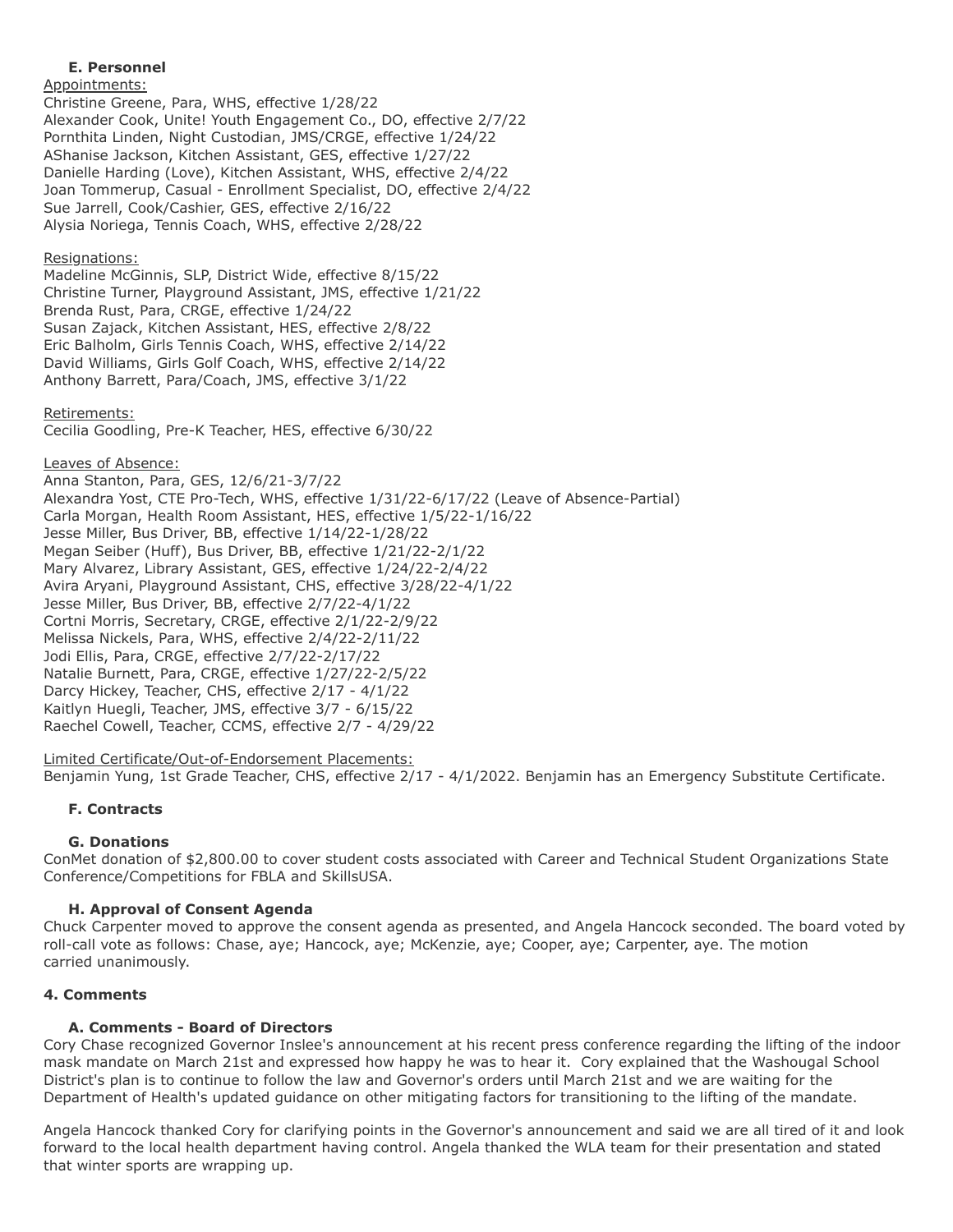### E. Personnel

Appointments:

Christine Greene, Para, WHS, effective 1/28/22
Alexander Cook, Unite! Youth Engagement Co., DO, effective 2/7/22
Pornthita Linden, Night Custodian, JMS/CRGE, effective 1/24/22
AShanise Jackson, Kitchen Assistant, GES, effective 1/27/22
Danielle Harding (Love), Kitchen Assistant, WHS, effective 2/4/22
Joan Tommerup, Casual - Enrollment Specialist, DO, effective 2/4/22
Sue Jarrell, Cook/Cashier, GES, effective 2/16/22
Alysia Noriega, Tennis Coach, WHS, effective 2/28/22

Resignations:

Madeline McGinnis, SLP, District Wide, effective 8/15/22
Christine Turner, Playground Assistant, JMS, effective 1/21/22
Brenda Rust, Para, CRGE, effective 1/24/22
Susan Zajack, Kitchen Assistant, HES, effective 2/8/22
Eric Balholm, Girls Tennis Coach, WHS, effective 2/14/22
David Williams, Girls Golf Coach, WHS, effective 2/14/22
Anthony Barrett, Para/Coach, JMS, effective 3/1/22

Retirements:

Cecilia Goodling, Pre-K Teacher, HES, effective 6/30/22

Leaves of Absence:

Anna Stanton, Para, GES, 12/6/21-3/7/22
Alexandra Yost, CTE Pro-Tech, WHS, effective 1/31/22-6/17/22 (Leave of Absence-Partial)
Carla Morgan, Health Room Assistant, HES, effective 1/5/22-1/16/22
Jesse Miller, Bus Driver, BB, effective 1/14/22-1/28/22
Megan Seiber (Huff), Bus Driver, BB, effective 1/21/22-2/1/22
Mary Alvarez, Library Assistant, GES, effective 1/24/22-2/4/22
Avira Aryani, Playground Assistant, CHS, effective 3/28/22-4/1/22
Jesse Miller, Bus Driver, BB, effective 2/7/22-4/1/22
Cortni Morris, Secretary, CRGE, effective 2/1/22-2/9/22
Melissa Nickels, Para, WHS, effective 2/4/22-2/11/22
Jodi Ellis, Para, CRGE, effective 2/7/22-2/17/22
Natalie Burnett, Para, CRGE, effective 1/27/22-2/5/22
Darcy Hickey, Teacher, CHS, effective 2/17 - 4/1/22
Kaitlyn Huegli, Teacher, JMS, effective 3/7 - 6/15/22
Raechel Cowell, Teacher, CCMS, effective 2/7 - 4/29/22

Limited Certificate/Out-of-Endorsement Placements:

Benjamin Yung, 1st Grade Teacher, CHS, effective 2/17 - 4/1/2022. Benjamin has an Emergency Substitute Certificate.

### F. Contracts

### G. Donations

ConMet donation of $2,800.00 to cover student costs associated with Career and Technical Student Organizations State Conference/Competitions for FBLA and SkillsUSA.

### H. Approval of Consent Agenda

Chuck Carpenter moved to approve the consent agenda as presented, and Angela Hancock seconded. The board voted by roll-call vote as follows: Chase, aye; Hancock, aye; McKenzie, aye; Cooper, aye; Carpenter, aye. The motion carried unanimously.

## 4. Comments

### A. Comments - Board of Directors

Cory Chase recognized Governor Inslee's announcement at his recent press conference regarding the lifting of the indoor mask mandate on March 21st and expressed how happy he was to hear it. Cory explained that the Washougal School District's plan is to continue to follow the law and Governor's orders until March 21st and we are waiting for the Department of Health's updated guidance on other mitigating factors for transitioning to the lifting of the mandate.

Angela Hancock thanked Cory for clarifying points in the Governor's announcement and said we are all tired of it and look forward to the local health department having control. Angela thanked the WLA team for their presentation and stated that winter sports are wrapping up.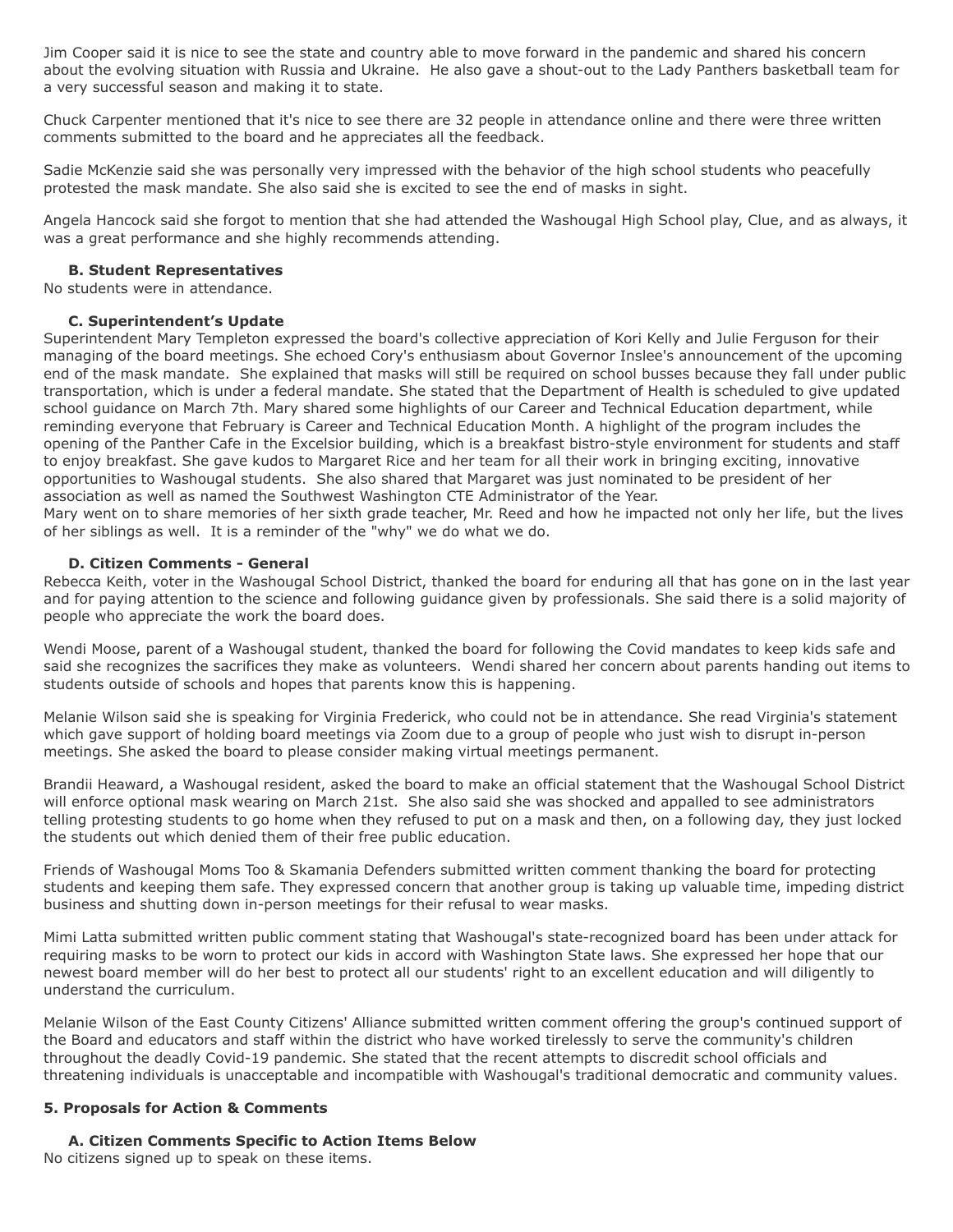Jim Cooper said it is nice to see the state and country able to move forward in the pandemic and shared his concern about the evolving situation with Russia and Ukraine. He also gave a shout-out to the Lady Panthers basketball team for a very successful season and making it to state.

Chuck Carpenter mentioned that it's nice to see there are 32 people in attendance online and there were three written comments submitted to the board and he appreciates all the feedback.

Sadie McKenzie said she was personally very impressed with the behavior of the high school students who peacefully protested the mask mandate. She also said she is excited to see the end of masks in sight.

Angela Hancock said she forgot to mention that she had attended the Washougal High School play, Clue, and as always, it was a great performance and she highly recommends attending.

**B. Student Representatives**

No students were in attendance.

**C. Superintendent's Update**

Superintendent Mary Templeton expressed the board's collective appreciation of Kori Kelly and Julie Ferguson for their managing of the board meetings. She echoed Cory's enthusiasm about Governor Inslee's announcement of the upcoming end of the mask mandate. She explained that masks will still be required on school busses because they fall under public transportation, which is under a federal mandate. She stated that the Department of Health is scheduled to give updated school guidance on March 7th. Mary shared some highlights of our Career and Technical Education department, while reminding everyone that February is Career and Technical Education Month. A highlight of the program includes the opening of the Panther Cafe in the Excelsior building, which is a breakfast bistro-style environment for students and staff to enjoy breakfast. She gave kudos to Margaret Rice and her team for all their work in bringing exciting, innovative opportunities to Washougal students. She also shared that Margaret was just nominated to be president of her association as well as named the Southwest Washington CTE Administrator of the Year.
Mary went on to share memories of her sixth grade teacher, Mr. Reed and how he impacted not only her life, but the lives of her siblings as well. It is a reminder of the "why" we do what we do.

**D. Citizen Comments - General**

Rebecca Keith, voter in the Washougal School District, thanked the board for enduring all that has gone on in the last year and for paying attention to the science and following guidance given by professionals. She said there is a solid majority of people who appreciate the work the board does.

Wendi Moose, parent of a Washougal student, thanked the board for following the Covid mandates to keep kids safe and said she recognizes the sacrifices they make as volunteers. Wendi shared her concern about parents handing out items to students outside of schools and hopes that parents know this is happening.

Melanie Wilson said she is speaking for Virginia Frederick, who could not be in attendance. She read Virginia's statement which gave support of holding board meetings via Zoom due to a group of people who just wish to disrupt in-person meetings. She asked the board to please consider making virtual meetings permanent.

Brandii Heaward, a Washougal resident, asked the board to make an official statement that the Washougal School District will enforce optional mask wearing on March 21st. She also said she was shocked and appalled to see administrators telling protesting students to go home when they refused to put on a mask and then, on a following day, they just locked the students out which denied them of their free public education.

Friends of Washougal Moms Too & Skamania Defenders submitted written comment thanking the board for protecting students and keeping them safe. They expressed concern that another group is taking up valuable time, impeding district business and shutting down in-person meetings for their refusal to wear masks.

Mimi Latta submitted written public comment stating that Washougal's state-recognized board has been under attack for requiring masks to be worn to protect our kids in accord with Washington State laws. She expressed her hope that our newest board member will do her best to protect all our students' right to an excellent education and will diligently to understand the curriculum.

Melanie Wilson of the East County Citizens' Alliance submitted written comment offering the group's continued support of the Board and educators and staff within the district who have worked tirelessly to serve the community's children throughout the deadly Covid-19 pandemic. She stated that the recent attempts to discredit school officials and threatening individuals is unacceptable and incompatible with Washougal's traditional democratic and community values.

**5. Proposals for Action & Comments**

**A. Citizen Comments Specific to Action Items Below**

No citizens signed up to speak on these items.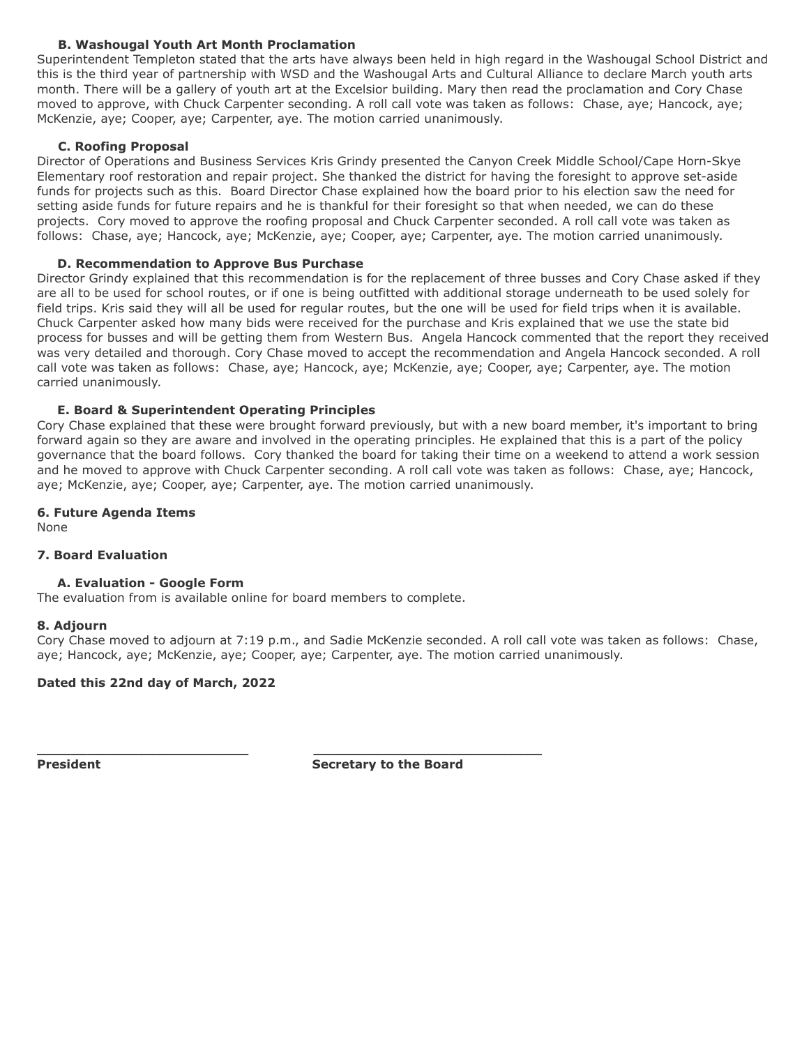### B. Washougal Youth Art Month Proclamation

Superintendent Templeton stated that the arts have always been held in high regard in the Washougal School District and this is the third year of partnership with WSD and the Washougal Arts and Cultural Alliance to declare March youth arts month. There will be a gallery of youth art at the Excelsior building. Mary then read the proclamation and Cory Chase moved to approve, with Chuck Carpenter seconding. A roll call vote was taken as follows: Chase, aye; Hancock, aye; McKenzie, aye; Cooper, aye; Carpenter, aye. The motion carried unanimously.

### C. Roofing Proposal

Director of Operations and Business Services Kris Grindy presented the Canyon Creek Middle School/Cape Horn-Skye Elementary roof restoration and repair project. She thanked the district for having the foresight to approve set-aside funds for projects such as this. Board Director Chase explained how the board prior to his election saw the need for setting aside funds for future repairs and he is thankful for their foresight so that when needed, we can do these projects. Cory moved to approve the roofing proposal and Chuck Carpenter seconded. A roll call vote was taken as follows: Chase, aye; Hancock, aye; McKenzie, aye; Cooper, aye; Carpenter, aye. The motion carried unanimously.

### D. Recommendation to Approve Bus Purchase

Director Grindy explained that this recommendation is for the replacement of three busses and Cory Chase asked if they are all to be used for school routes, or if one is being outfitted with additional storage underneath to be used solely for field trips. Kris said they will all be used for regular routes, but the one will be used for field trips when it is available. Chuck Carpenter asked how many bids were received for the purchase and Kris explained that we use the state bid process for busses and will be getting them from Western Bus. Angela Hancock commented that the report they received was very detailed and thorough. Cory Chase moved to accept the recommendation and Angela Hancock seconded. A roll call vote was taken as follows: Chase, aye; Hancock, aye; McKenzie, aye; Cooper, aye; Carpenter, aye. The motion carried unanimously.

### E. Board & Superintendent Operating Principles

Cory Chase explained that these were brought forward previously, but with a new board member, it's important to bring forward again so they are aware and involved in the operating principles. He explained that this is a part of the policy governance that the board follows. Cory thanked the board for taking their time on a weekend to attend a work session and he moved to approve with Chuck Carpenter seconding. A roll call vote was taken as follows: Chase, aye; Hancock, aye; McKenzie, aye; Cooper, aye; Carpenter, aye. The motion carried unanimously.

## 6. Future Agenda Items

None

## 7. Board Evaluation

### A. Evaluation - Google Form

The evaluation from is available online for board members to complete.

## 8. Adjourn

Cory Chase moved to adjourn at 7:19 p.m., and Sadie McKenzie seconded. A roll call vote was taken as follows: Chase, aye; Hancock, aye; McKenzie, aye; Cooper, aye; Carpenter, aye. The motion carried unanimously.

**Dated this 22nd day of March, 2022**

\_\_\_\_\_\_\_\_\_\_\_\_\_\_\_\_\_\_\_\_\_\_\_\_\_\_\_\_ \_\_\_\_\_\_\_\_\_\_\_\_\_\_\_\_\_\_\_\_\_\_\_\_\_\_\_\_\_\_

**President** **Secretary to the Board**